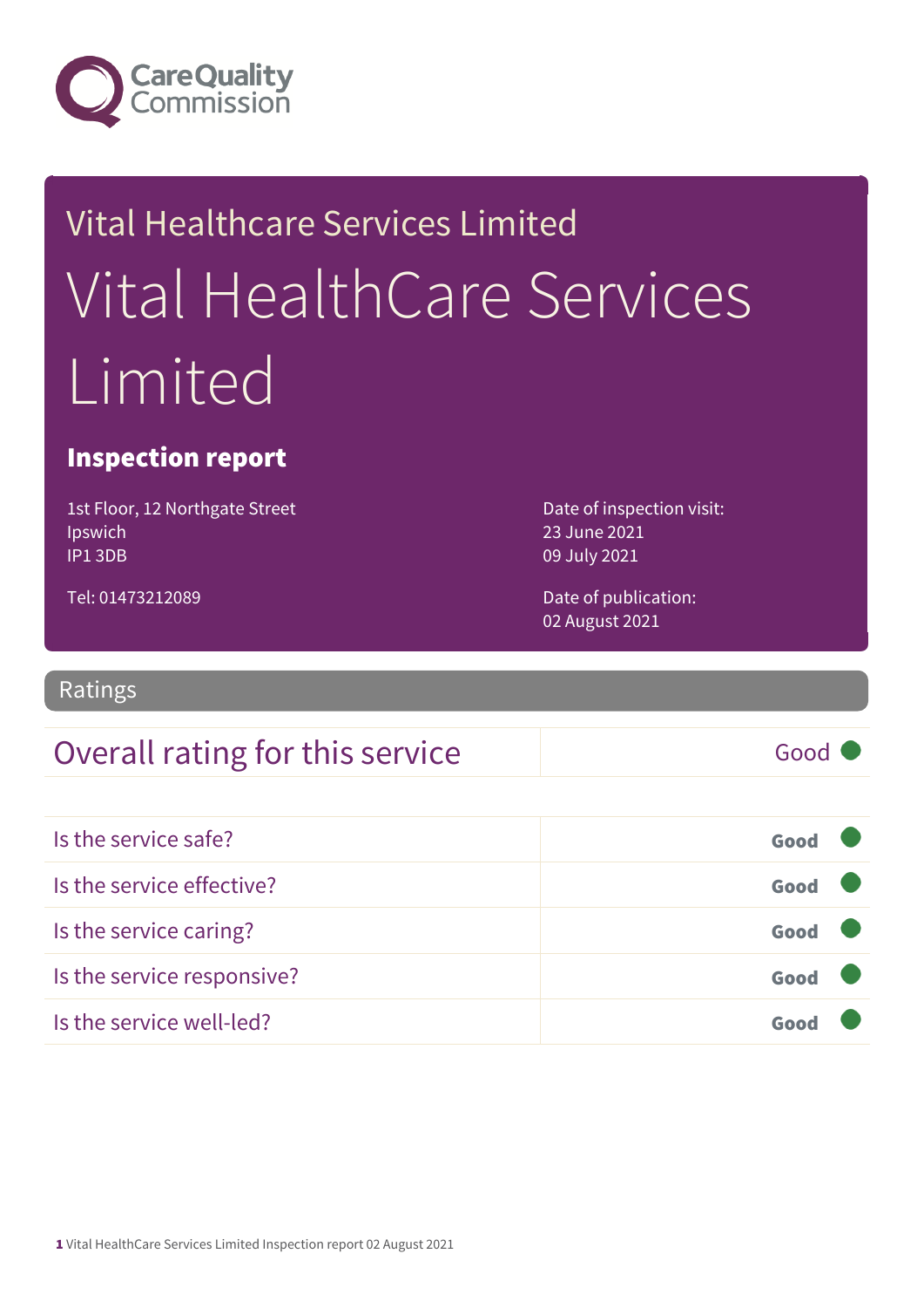Vital Healthcare Services Limited

# Vital HealthCare Services Limited

## Inspection report

1st Floor, 12 Northgate Street
Ipswich
IP1 3DB

Tel: 01473212089

Date of inspection visit:
23 June 2021
09 July 2021

Date of publication:
02 August 2021

## Ratings

| Overall rating for this service | Good |
|---|---|

| | |
|---|---|
| Is the service safe? | **Good** |
| Is the service effective? | **Good** |
| Is the service caring? | **Good** |
| Is the service responsive? | **Good** |
| Is the service well-led? | **Good** |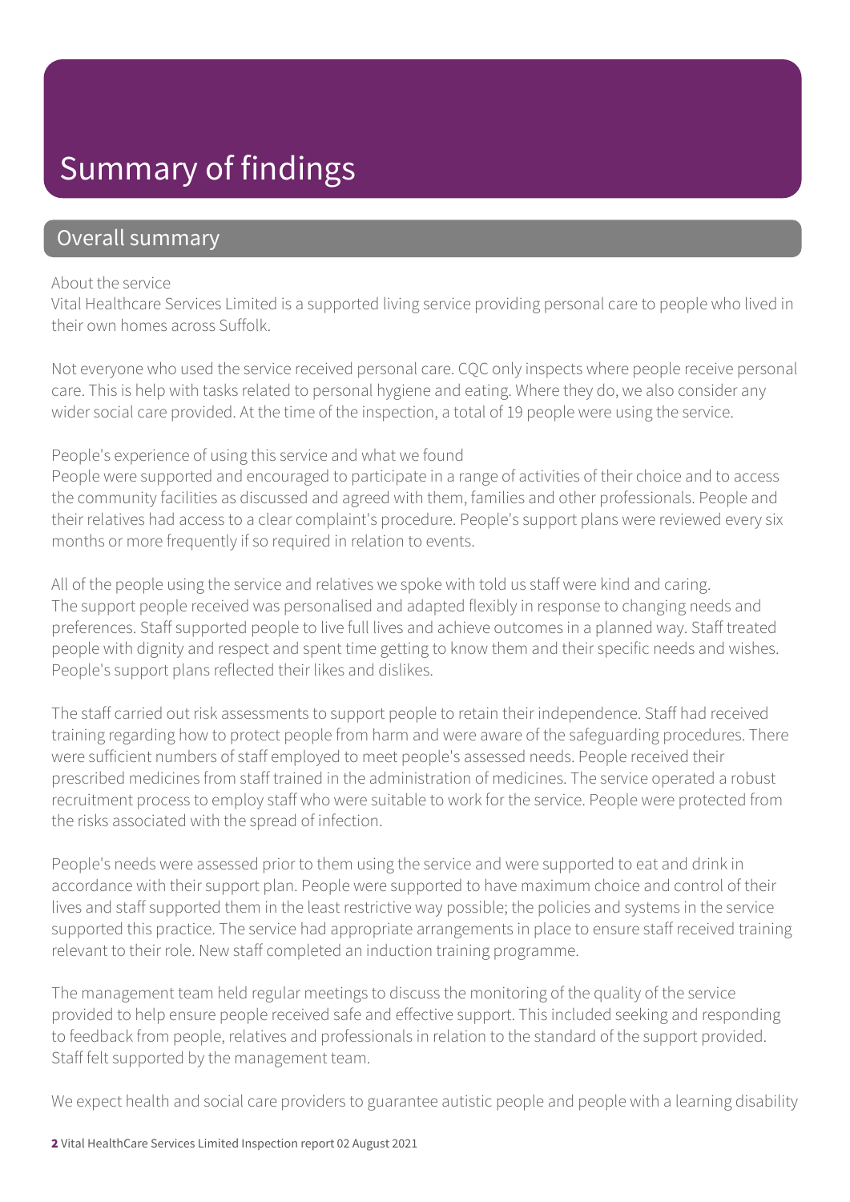# Summary of findings

## Overall summary

About the service

Vital Healthcare Services Limited is a supported living service providing personal care to people who lived in their own homes across Suffolk.

Not everyone who used the service received personal care. CQC only inspects where people receive personal care. This is help with tasks related to personal hygiene and eating. Where they do, we also consider any wider social care provided. At the time of the inspection, a total of 19 people were using the service.

People's experience of using this service and what we found

People were supported and encouraged to participate in a range of activities of their choice and to access the community facilities as discussed and agreed with them, families and other professionals. People and their relatives had access to a clear complaint's procedure. People's support plans were reviewed every six months or more frequently if so required in relation to events.

All of the people using the service and relatives we spoke with told us staff were kind and caring. The support people received was personalised and adapted flexibly in response to changing needs and preferences. Staff supported people to live full lives and achieve outcomes in a planned way. Staff treated people with dignity and respect and spent time getting to know them and their specific needs and wishes. People's support plans reflected their likes and dislikes.

The staff carried out risk assessments to support people to retain their independence. Staff had received training regarding how to protect people from harm and were aware of the safeguarding procedures. There were sufficient numbers of staff employed to meet people's assessed needs. People received their prescribed medicines from staff trained in the administration of medicines. The service operated a robust recruitment process to employ staff who were suitable to work for the service. People were protected from the risks associated with the spread of infection.

People's needs were assessed prior to them using the service and were supported to eat and drink in accordance with their support plan. People were supported to have maximum choice and control of their lives and staff supported them in the least restrictive way possible; the policies and systems in the service supported this practice. The service had appropriate arrangements in place to ensure staff received training relevant to their role. New staff completed an induction training programme.

The management team held regular meetings to discuss the monitoring of the quality of the service provided to help ensure people received safe and effective support. This included seeking and responding to feedback from people, relatives and professionals in relation to the standard of the support provided. Staff felt supported by the management team.

We expect health and social care providers to guarantee autistic people and people with a learning disability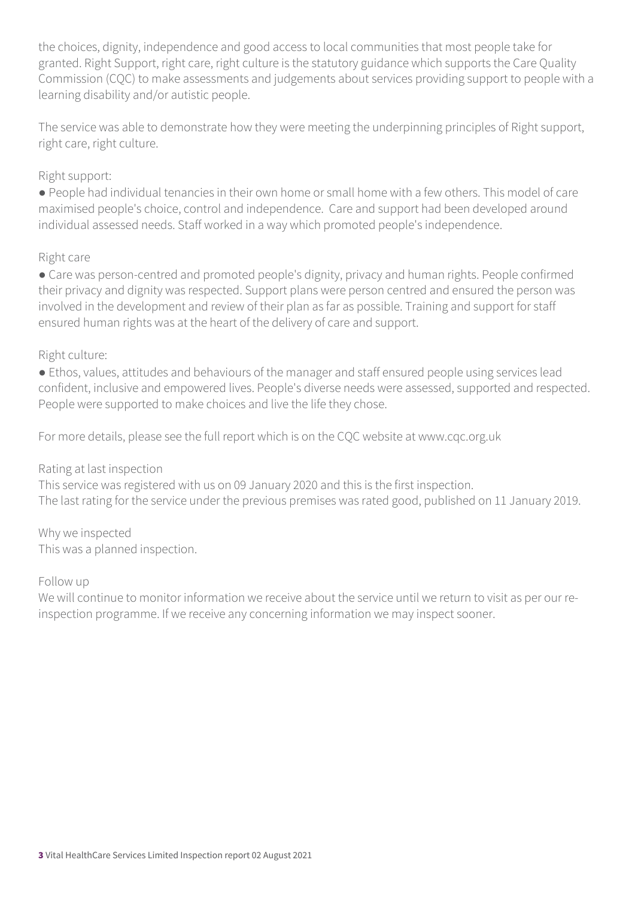the choices, dignity, independence and good access to local communities that most people take for granted. Right Support, right care, right culture is the statutory guidance which supports the Care Quality Commission (CQC) to make assessments and judgements about services providing support to people with a learning disability and/or autistic people.

The service was able to demonstrate how they were meeting the underpinning principles of Right support, right care, right culture.

Right support:

- People had individual tenancies in their own home or small home with a few others. This model of care maximised people's choice, control and independence. Care and support had been developed around individual assessed needs. Staff worked in a way which promoted people's independence.

Right care

- Care was person-centred and promoted people's dignity, privacy and human rights. People confirmed their privacy and dignity was respected. Support plans were person centred and ensured the person was involved in the development and review of their plan as far as possible. Training and support for staff ensured human rights was at the heart of the delivery of care and support.

Right culture:

- Ethos, values, attitudes and behaviours of the manager and staff ensured people using services lead confident, inclusive and empowered lives. People's diverse needs were assessed, supported and respected. People were supported to make choices and live the life they chose.

For more details, please see the full report which is on the CQC website at www.cqc.org.uk

Rating at last inspection
This service was registered with us on 09 January 2020 and this is the first inspection.
The last rating for the service under the previous premises was rated good, published on 11 January 2019.

Why we inspected
This was a planned inspection.

Follow up
We will continue to monitor information we receive about the service until we return to visit as per our re-inspection programme. If we receive any concerning information we may inspect sooner.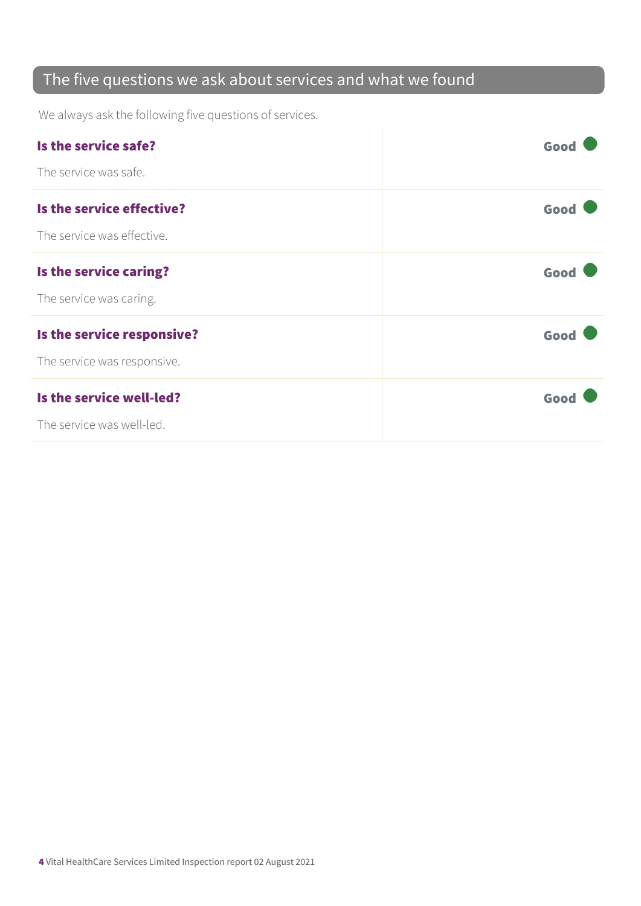## The five questions we ask about services and what we found

We always ask the following five questions of services.

| | |
|---|---|
| **Is the service safe?**<br>The service was safe. | **Good** |
| **Is the service effective?**<br>The service was effective. | **Good** |
| **Is the service caring?**<br>The service was caring. | **Good** |
| **Is the service responsive?**<br>The service was responsive. | **Good** |
| **Is the service well-led?**<br>The service was well-led. | **Good** |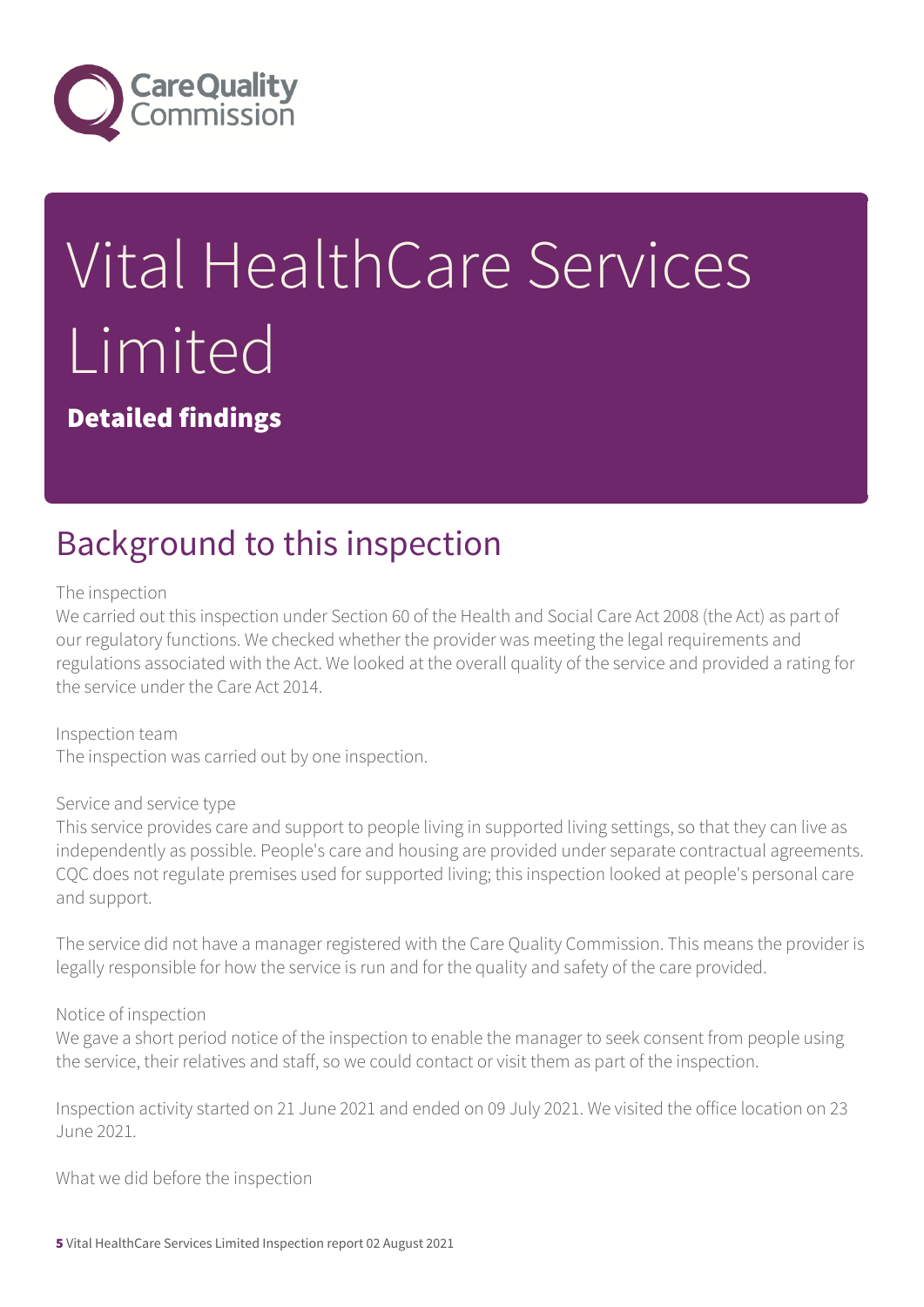# Vital HealthCare Services Limited

**Detailed findings**

## Background to this inspection

The inspection
We carried out this inspection under Section 60 of the Health and Social Care Act 2008 (the Act) as part of our regulatory functions. We checked whether the provider was meeting the legal requirements and regulations associated with the Act. We looked at the overall quality of the service and provided a rating for the service under the Care Act 2014.

Inspection team
The inspection was carried out by one inspection.

Service and service type
This service provides care and support to people living in supported living settings, so that they can live as independently as possible. People's care and housing are provided under separate contractual agreements. CQC does not regulate premises used for supported living; this inspection looked at people's personal care and support.

The service did not have a manager registered with the Care Quality Commission. This means the provider is legally responsible for how the service is run and for the quality and safety of the care provided.

Notice of inspection
We gave a short period notice of the inspection to enable the manager to seek consent from people using the service, their relatives and staff, so we could contact or visit them as part of the inspection.

Inspection activity started on 21 June 2021 and ended on 09 July 2021. We visited the office location on 23 June 2021.

What we did before the inspection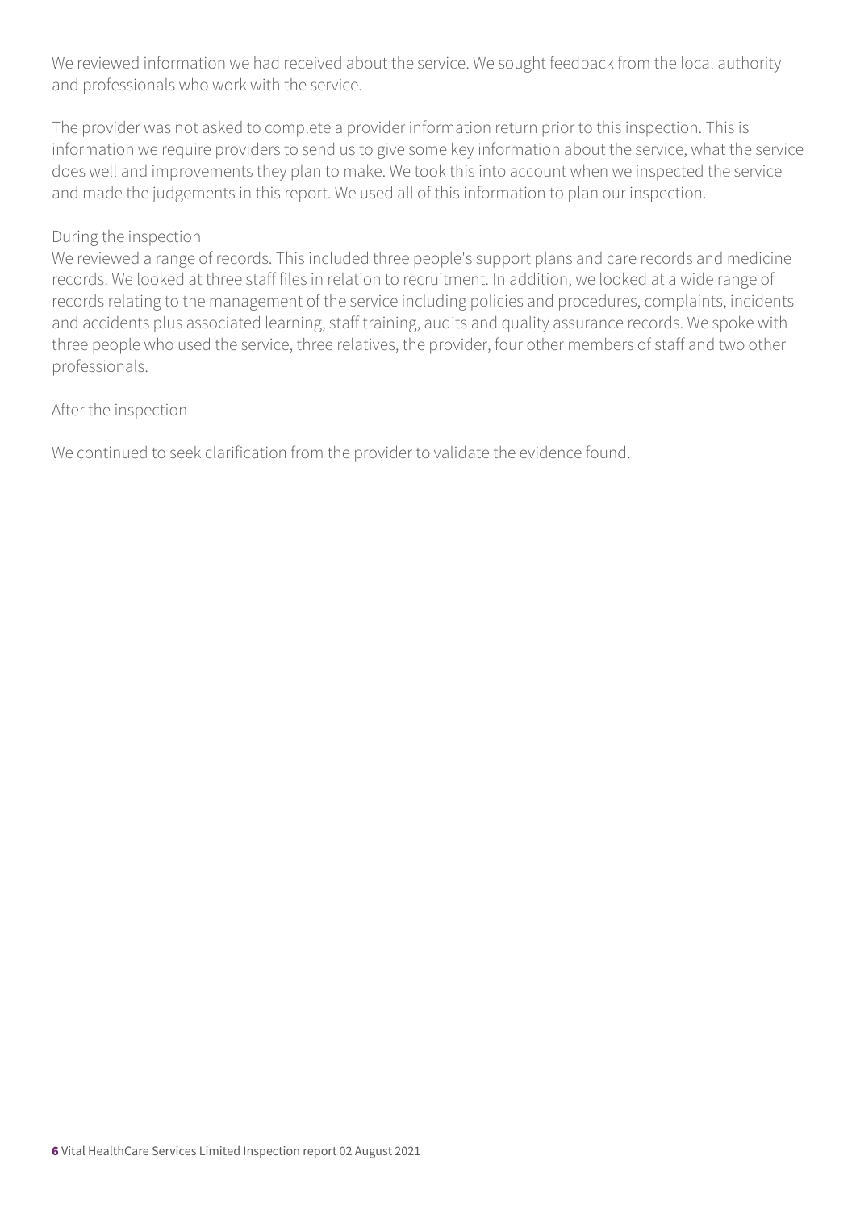We reviewed information we had received about the service. We sought feedback from the local authority and professionals who work with the service.

The provider was not asked to complete a provider information return prior to this inspection. This is information we require providers to send us to give some key information about the service, what the service does well and improvements they plan to make. We took this into account when we inspected the service and made the judgements in this report. We used all of this information to plan our inspection.

During the inspection

We reviewed a range of records. This included three people's support plans and care records and medicine records. We looked at three staff files in relation to recruitment. In addition, we looked at a wide range of records relating to the management of the service including policies and procedures, complaints, incidents and accidents plus associated learning, staff training, audits and quality assurance records. We spoke with three people who used the service, three relatives, the provider, four other members of staff and two other professionals.

After the inspection

We continued to seek clarification from the provider to validate the evidence found.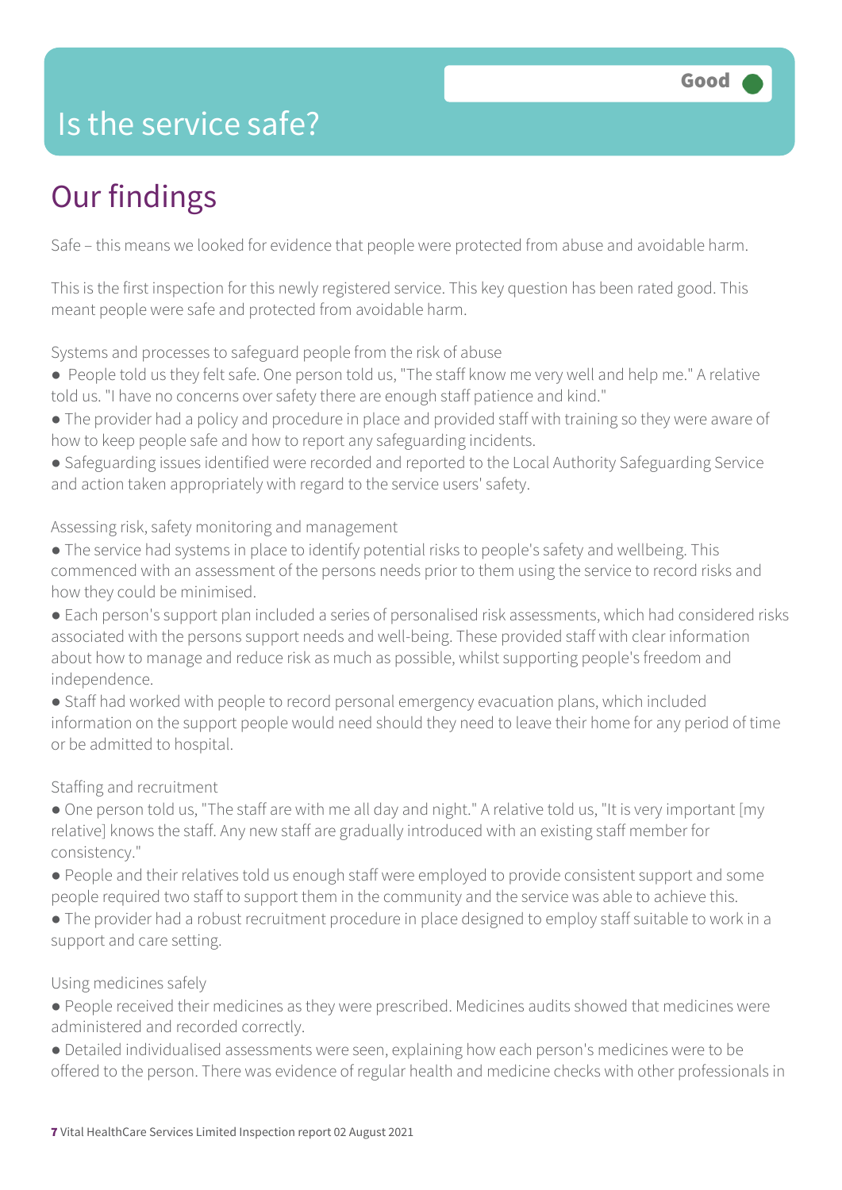# Is the service safe?

Good

## Our findings

Safe – this means we looked for evidence that people were protected from abuse and avoidable harm.

This is the first inspection for this newly registered service. This key question has been rated good. This meant people were safe and protected from avoidable harm.

Systems and processes to safeguard people from the risk of abuse

- People told us they felt safe. One person told us, "The staff know me very well and help me." A relative told us. "I have no concerns over safety there are enough staff patience and kind."
- The provider had a policy and procedure in place and provided staff with training so they were aware of how to keep people safe and how to report any safeguarding incidents.
- Safeguarding issues identified were recorded and reported to the Local Authority Safeguarding Service and action taken appropriately with regard to the service users' safety.

Assessing risk, safety monitoring and management

- The service had systems in place to identify potential risks to people's safety and wellbeing. This commenced with an assessment of the persons needs prior to them using the service to record risks and how they could be minimised.
- Each person's support plan included a series of personalised risk assessments, which had considered risks associated with the persons support needs and well-being. These provided staff with clear information about how to manage and reduce risk as much as possible, whilst supporting people's freedom and independence.
- Staff had worked with people to record personal emergency evacuation plans, which included information on the support people would need should they need to leave their home for any period of time or be admitted to hospital.

Staffing and recruitment

- One person told us, "The staff are with me all day and night." A relative told us, "It is very important [my relative] knows the staff. Any new staff are gradually introduced with an existing staff member for consistency."
- People and their relatives told us enough staff were employed to provide consistent support and some people required two staff to support them in the community and the service was able to achieve this.
- The provider had a robust recruitment procedure in place designed to employ staff suitable to work in a support and care setting.

Using medicines safely

- People received their medicines as they were prescribed. Medicines audits showed that medicines were administered and recorded correctly.
- Detailed individualised assessments were seen, explaining how each person's medicines were to be offered to the person. There was evidence of regular health and medicine checks with other professionals in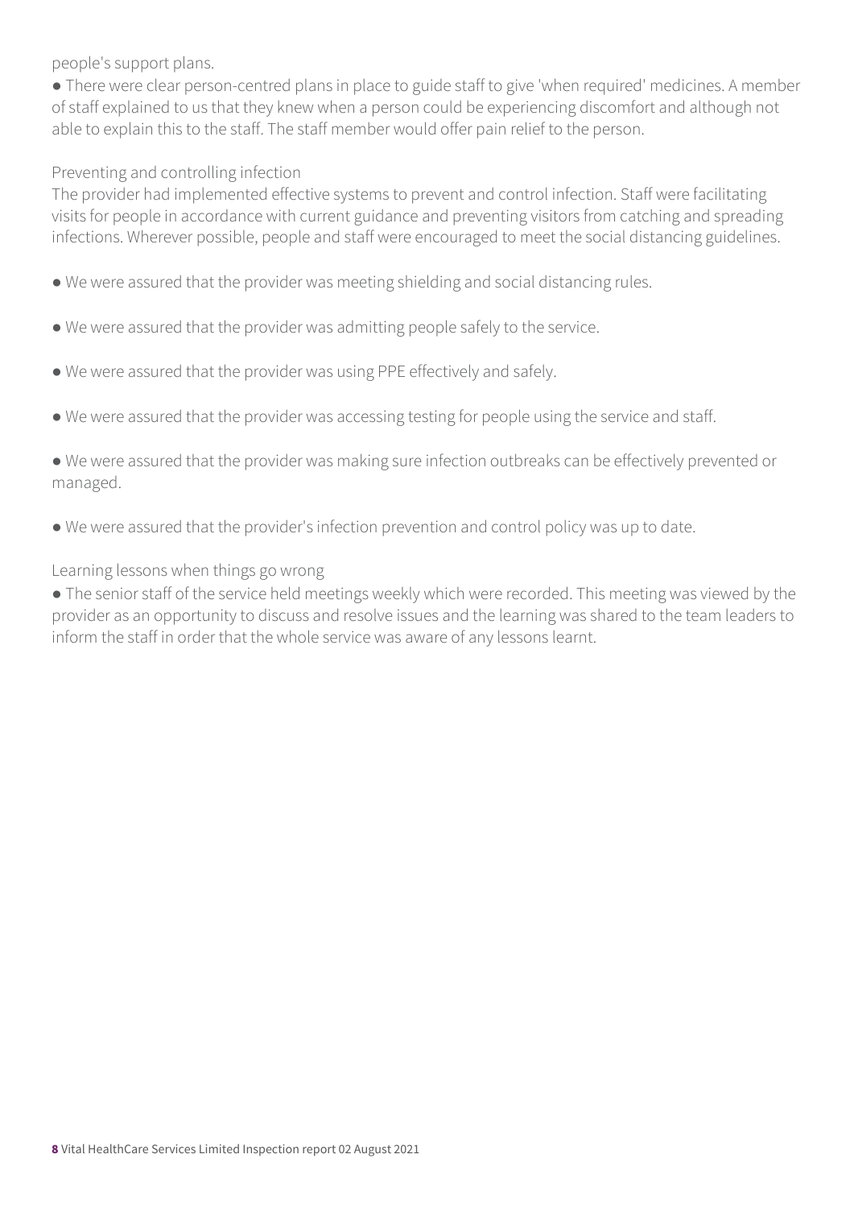people's support plans.

- There were clear person-centred plans in place to guide staff to give 'when required' medicines. A member of staff explained to us that they knew when a person could be experiencing discomfort and although not able to explain this to the staff. The staff member would offer pain relief to the person.

Preventing and controlling infection

The provider had implemented effective systems to prevent and control infection. Staff were facilitating visits for people in accordance with current guidance and preventing visitors from catching and spreading infections. Wherever possible, people and staff were encouraged to meet the social distancing guidelines.

- We were assured that the provider was meeting shielding and social distancing rules.

- We were assured that the provider was admitting people safely to the service.

- We were assured that the provider was using PPE effectively and safely.

- We were assured that the provider was accessing testing for people using the service and staff.

- We were assured that the provider was making sure infection outbreaks can be effectively prevented or managed.

- We were assured that the provider's infection prevention and control policy was up to date.

Learning lessons when things go wrong

- The senior staff of the service held meetings weekly which were recorded. This meeting was viewed by the provider as an opportunity to discuss and resolve issues and the learning was shared to the team leaders to inform the staff in order that the whole service was aware of any lessons learnt.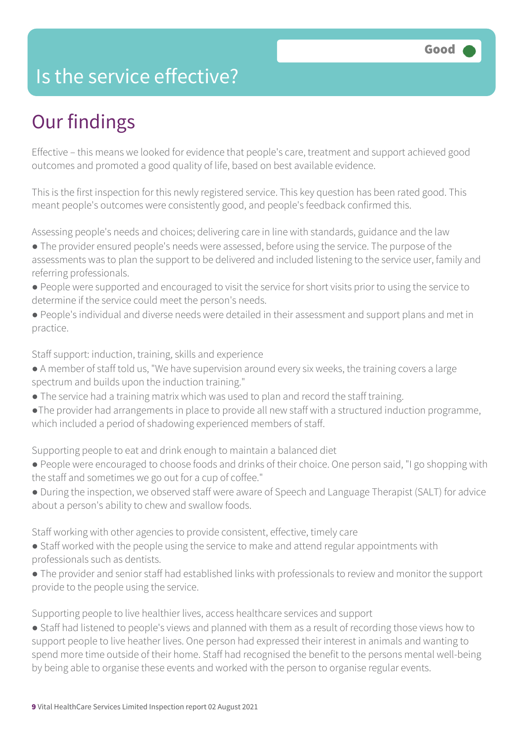# Is the service effective?

Good

## Our findings

Effective – this means we looked for evidence that people's care, treatment and support achieved good outcomes and promoted a good quality of life, based on best available evidence.

This is the first inspection for this newly registered service. This key question has been rated good. This meant people's outcomes were consistently good, and people's feedback confirmed this.

Assessing people's needs and choices; delivering care in line with standards, guidance and the law

- The provider ensured people's needs were assessed, before using the service. The purpose of the assessments was to plan the support to be delivered and included listening to the service user, family and referring professionals.
- People were supported and encouraged to visit the service for short visits prior to using the service to determine if the service could meet the person's needs.
- People's individual and diverse needs were detailed in their assessment and support plans and met in practice.

Staff support: induction, training, skills and experience

- A member of staff told us, "We have supervision around every six weeks, the training covers a large spectrum and builds upon the induction training."
- The service had a training matrix which was used to plan and record the staff training.
- The provider had arrangements in place to provide all new staff with a structured induction programme, which included a period of shadowing experienced members of staff.

Supporting people to eat and drink enough to maintain a balanced diet

- People were encouraged to choose foods and drinks of their choice. One person said, "I go shopping with the staff and sometimes we go out for a cup of coffee."
- During the inspection, we observed staff were aware of Speech and Language Therapist (SALT) for advice about a person's ability to chew and swallow foods.

Staff working with other agencies to provide consistent, effective, timely care

- Staff worked with the people using the service to make and attend regular appointments with professionals such as dentists.
- The provider and senior staff had established links with professionals to review and monitor the support provide to the people using the service.

Supporting people to live healthier lives, access healthcare services and support

- Staff had listened to people's views and planned with them as a result of recording those views how to support people to live heather lives. One person had expressed their interest in animals and wanting to spend more time outside of their home. Staff had recognised the benefit to the persons mental well-being by being able to organise these events and worked with the person to organise regular events.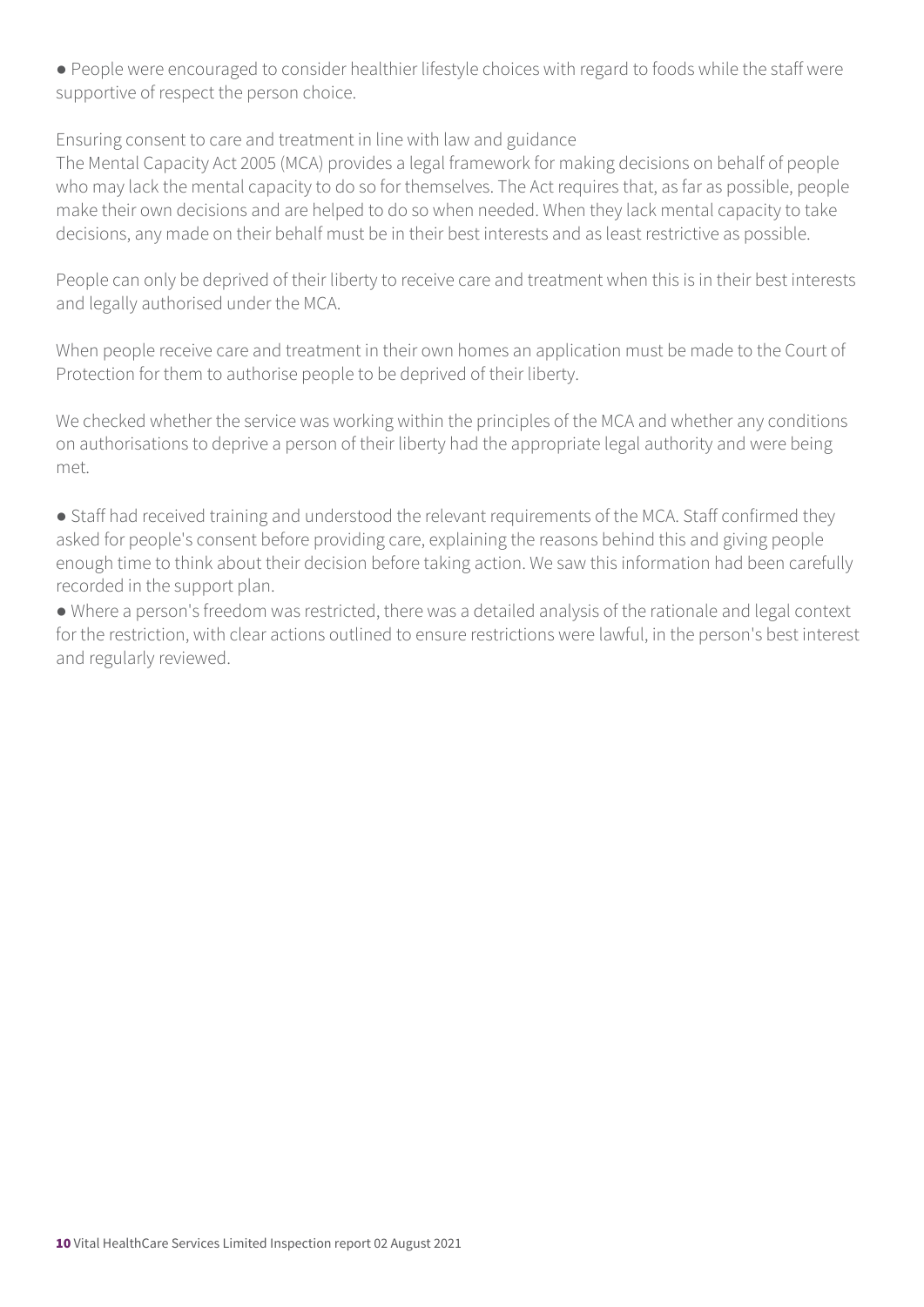- People were encouraged to consider healthier lifestyle choices with regard to foods while the staff were supportive of respect the person choice.

Ensuring consent to care and treatment in line with law and guidance

The Mental Capacity Act 2005 (MCA) provides a legal framework for making decisions on behalf of people who may lack the mental capacity to do so for themselves. The Act requires that, as far as possible, people make their own decisions and are helped to do so when needed. When they lack mental capacity to take decisions, any made on their behalf must be in their best interests and as least restrictive as possible.

People can only be deprived of their liberty to receive care and treatment when this is in their best interests and legally authorised under the MCA.

When people receive care and treatment in their own homes an application must be made to the Court of Protection for them to authorise people to be deprived of their liberty.

We checked whether the service was working within the principles of the MCA and whether any conditions on authorisations to deprive a person of their liberty had the appropriate legal authority and were being met.

- Staff had received training and understood the relevant requirements of the MCA. Staff confirmed they asked for people's consent before providing care, explaining the reasons behind this and giving people enough time to think about their decision before taking action. We saw this information had been carefully recorded in the support plan.
- Where a person's freedom was restricted, there was a detailed analysis of the rationale and legal context for the restriction, with clear actions outlined to ensure restrictions were lawful, in the person's best interest and regularly reviewed.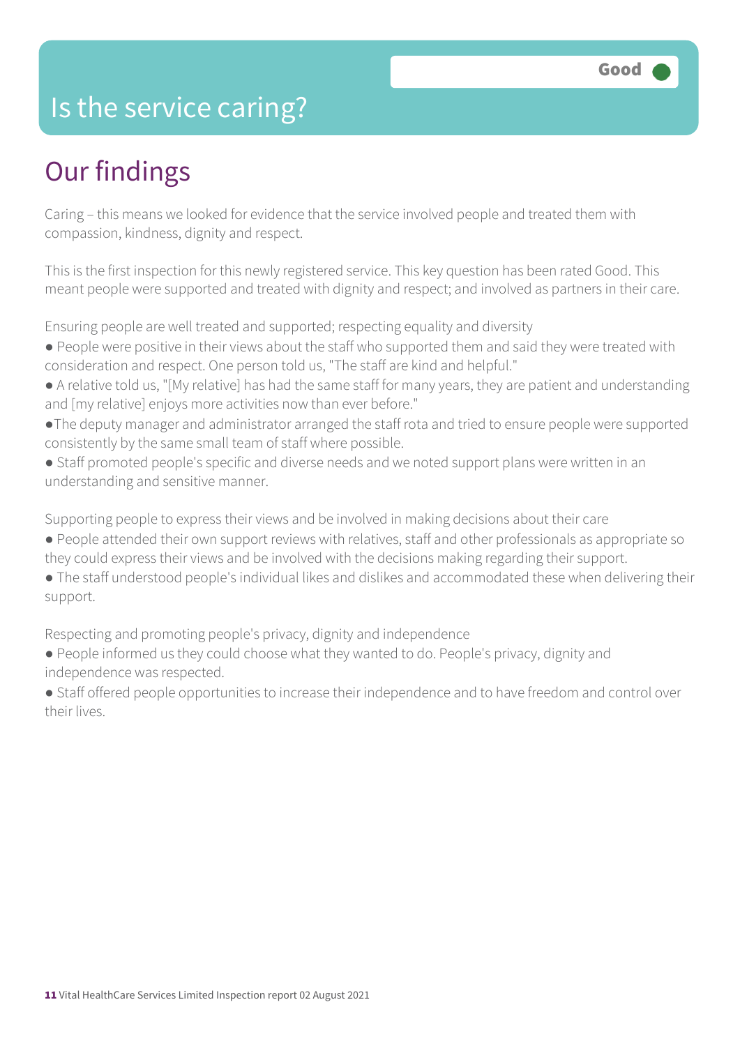# Is the service caring?

Good

## Our findings

Caring – this means we looked for evidence that the service involved people and treated them with compassion, kindness, dignity and respect.

This is the first inspection for this newly registered service. This key question has been rated Good. This meant people were supported and treated with dignity and respect; and involved as partners in their care.

Ensuring people are well treated and supported; respecting equality and diversity

- People were positive in their views about the staff who supported them and said they were treated with consideration and respect. One person told us, "The staff are kind and helpful."
- A relative told us, "[My relative] has had the same staff for many years, they are patient and understanding and [my relative] enjoys more activities now than ever before."
- The deputy manager and administrator arranged the staff rota and tried to ensure people were supported consistently by the same small team of staff where possible.
- Staff promoted people's specific and diverse needs and we noted support plans were written in an understanding and sensitive manner.

Supporting people to express their views and be involved in making decisions about their care

- People attended their own support reviews with relatives, staff and other professionals as appropriate so they could express their views and be involved with the decisions making regarding their support.
- The staff understood people's individual likes and dislikes and accommodated these when delivering their support.

Respecting and promoting people's privacy, dignity and independence

- People informed us they could choose what they wanted to do. People's privacy, dignity and independence was respected.
- Staff offered people opportunities to increase their independence and to have freedom and control over their lives.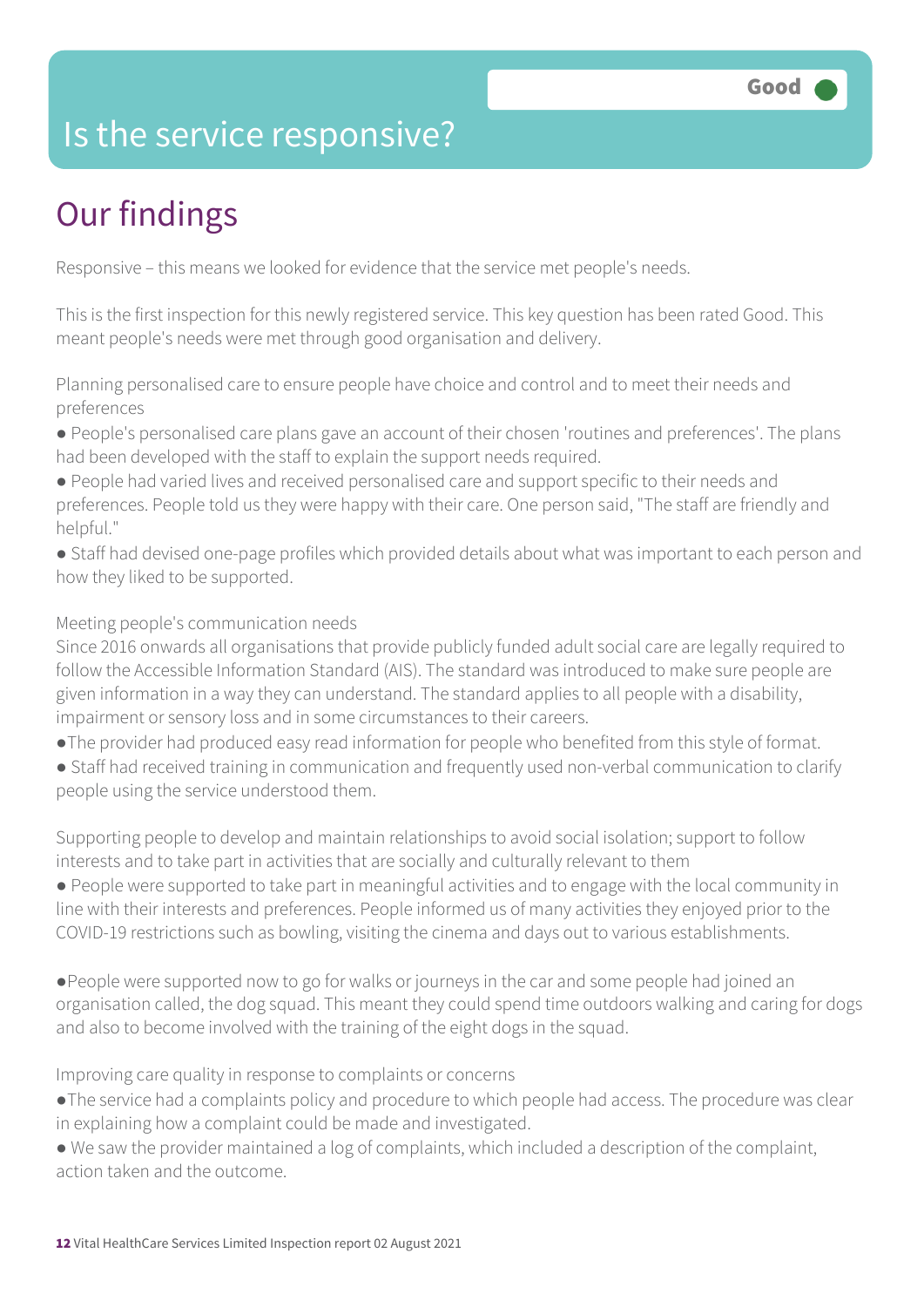Good

# Is the service responsive?

## Our findings

Responsive – this means we looked for evidence that the service met people's needs.

This is the first inspection for this newly registered service. This key question has been rated Good. This meant people's needs were met through good organisation and delivery.

Planning personalised care to ensure people have choice and control and to meet their needs and preferences

- People's personalised care plans gave an account of their chosen 'routines and preferences'. The plans had been developed with the staff to explain the support needs required.
- People had varied lives and received personalised care and support specific to their needs and preferences. People told us they were happy with their care. One person said, "The staff are friendly and helpful."
- Staff had devised one-page profiles which provided details about what was important to each person and how they liked to be supported.

Meeting people's communication needs

Since 2016 onwards all organisations that provide publicly funded adult social care are legally required to follow the Accessible Information Standard (AIS). The standard was introduced to make sure people are given information in a way they can understand. The standard applies to all people with a disability, impairment or sensory loss and in some circumstances to their careers.

- The provider had produced easy read information for people who benefited from this style of format.
- Staff had received training in communication and frequently used non-verbal communication to clarify people using the service understood them.

Supporting people to develop and maintain relationships to avoid social isolation; support to follow interests and to take part in activities that are socially and culturally relevant to them

- People were supported to take part in meaningful activities and to engage with the local community in line with their interests and preferences. People informed us of many activities they enjoyed prior to the COVID-19 restrictions such as bowling, visiting the cinema and days out to various establishments.

- People were supported now to go for walks or journeys in the car and some people had joined an organisation called, the dog squad. This meant they could spend time outdoors walking and caring for dogs and also to become involved with the training of the eight dogs in the squad.

Improving care quality in response to complaints or concerns

- The service had a complaints policy and procedure to which people had access. The procedure was clear in explaining how a complaint could be made and investigated.
- We saw the provider maintained a log of complaints, which included a description of the complaint, action taken and the outcome.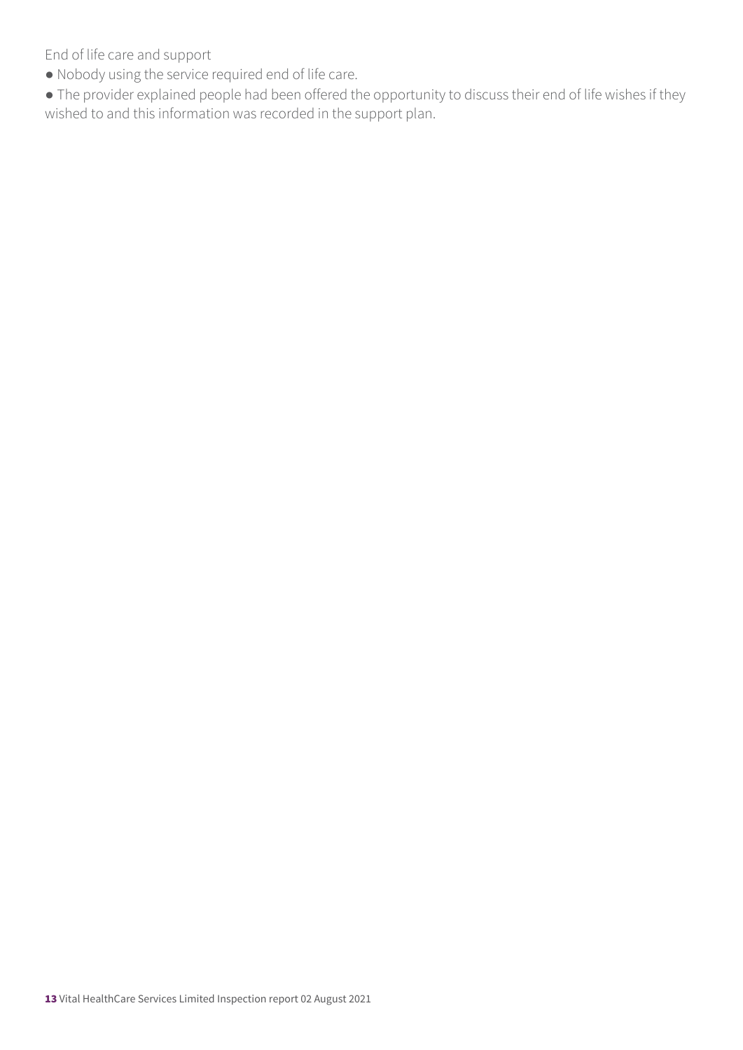End of life care and support

- Nobody using the service required end of life care.
- The provider explained people had been offered the opportunity to discuss their end of life wishes if they wished to and this information was recorded in the support plan.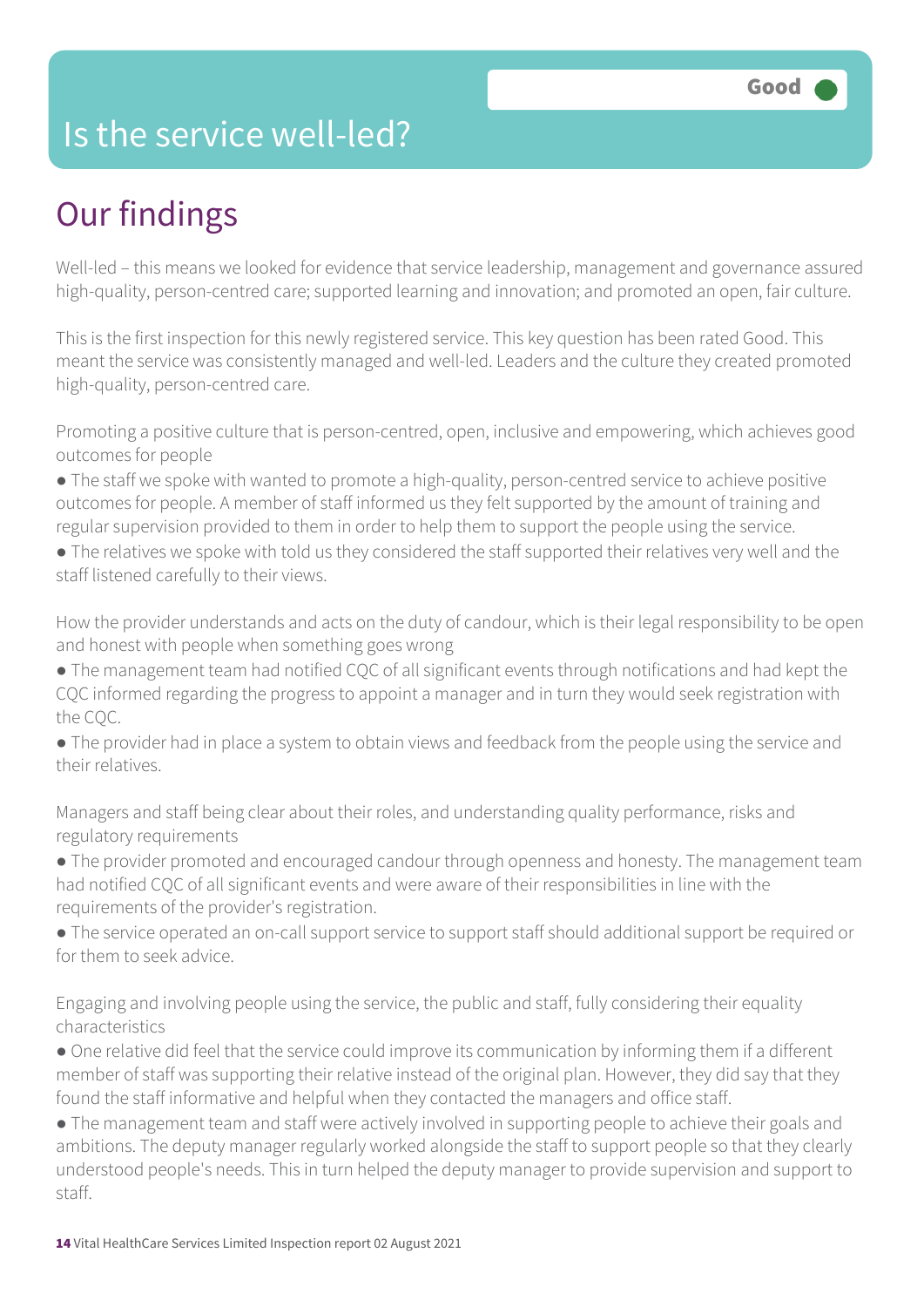Good

# Is the service well-led?

## Our findings

Well-led – this means we looked for evidence that service leadership, management and governance assured high-quality, person-centred care; supported learning and innovation; and promoted an open, fair culture.

This is the first inspection for this newly registered service. This key question has been rated Good. This meant the service was consistently managed and well-led. Leaders and the culture they created promoted high-quality, person-centred care.

Promoting a positive culture that is person-centred, open, inclusive and empowering, which achieves good outcomes for people

- The staff we spoke with wanted to promote a high-quality, person-centred service to achieve positive outcomes for people. A member of staff informed us they felt supported by the amount of training and regular supervision provided to them in order to help them to support the people using the service.
- The relatives we spoke with told us they considered the staff supported their relatives very well and the staff listened carefully to their views.

How the provider understands and acts on the duty of candour, which is their legal responsibility to be open and honest with people when something goes wrong

- The management team had notified CQC of all significant events through notifications and had kept the CQC informed regarding the progress to appoint a manager and in turn they would seek registration with the CQC.
- The provider had in place a system to obtain views and feedback from the people using the service and their relatives.

Managers and staff being clear about their roles, and understanding quality performance, risks and regulatory requirements

- The provider promoted and encouraged candour through openness and honesty. The management team had notified CQC of all significant events and were aware of their responsibilities in line with the requirements of the provider's registration.
- The service operated an on-call support service to support staff should additional support be required or for them to seek advice.

Engaging and involving people using the service, the public and staff, fully considering their equality characteristics

- One relative did feel that the service could improve its communication by informing them if a different member of staff was supporting their relative instead of the original plan. However, they did say that they found the staff informative and helpful when they contacted the managers and office staff.
- The management team and staff were actively involved in supporting people to achieve their goals and ambitions. The deputy manager regularly worked alongside the staff to support people so that they clearly understood people's needs. This in turn helped the deputy manager to provide supervision and support to staff.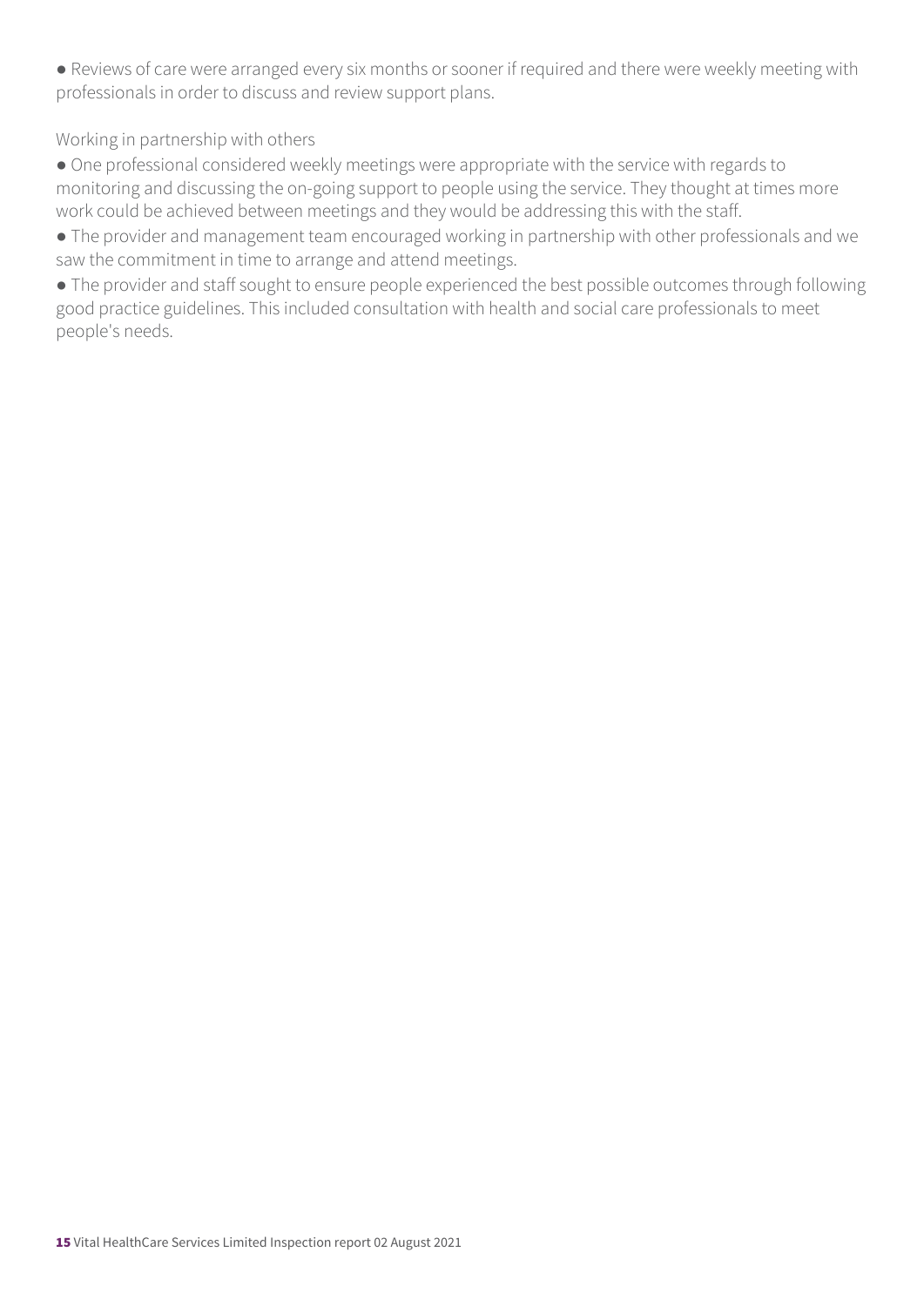- Reviews of care were arranged every six months or sooner if required and there were weekly meeting with professionals in order to discuss and review support plans.

Working in partnership with others

- One professional considered weekly meetings were appropriate with the service with regards to monitoring and discussing the on-going support to people using the service. They thought at times more work could be achieved between meetings and they would be addressing this with the staff.
- The provider and management team encouraged working in partnership with other professionals and we saw the commitment in time to arrange and attend meetings.
- The provider and staff sought to ensure people experienced the best possible outcomes through following good practice guidelines. This included consultation with health and social care professionals to meet people's needs.